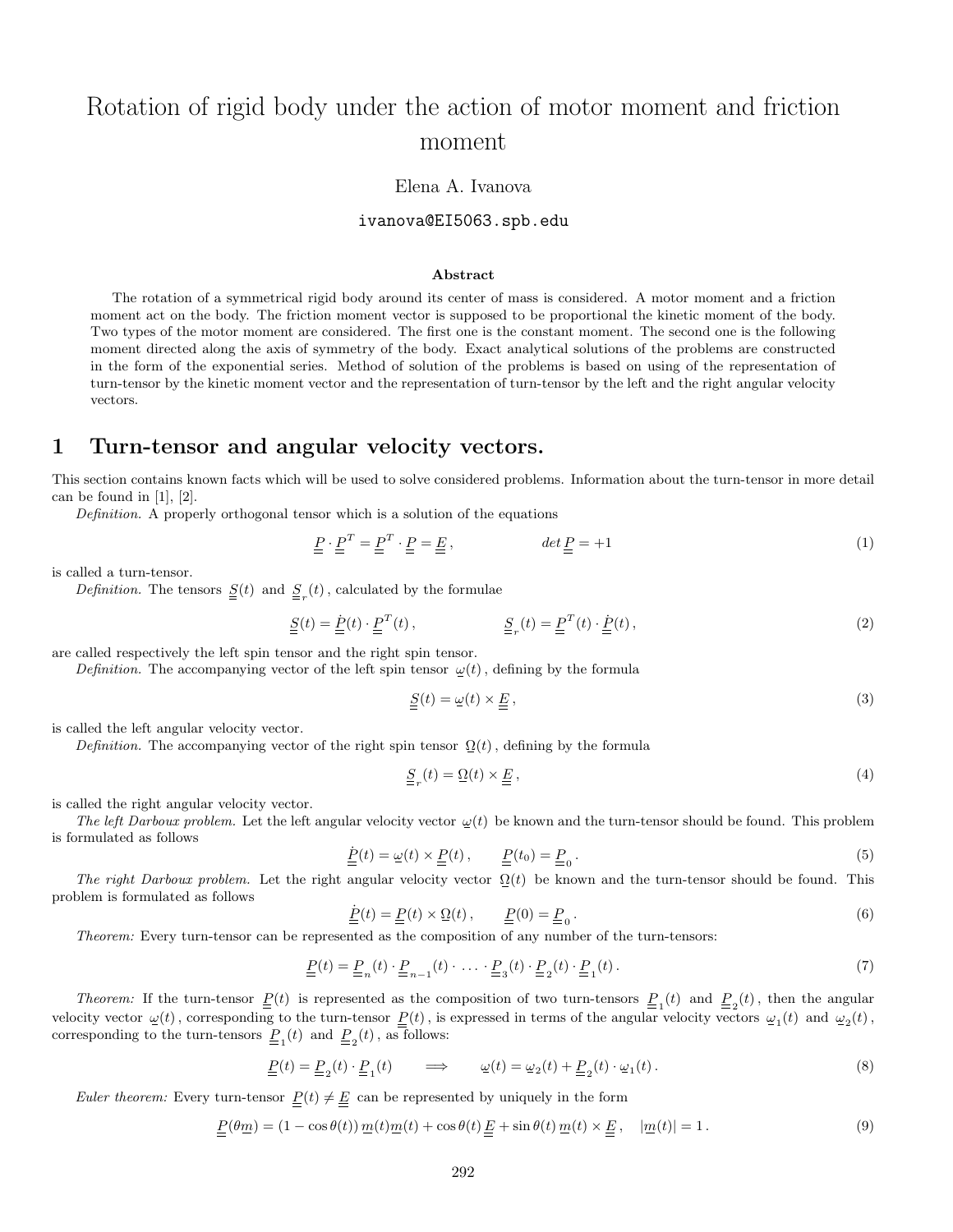# Rotation of rigid body under the action of motor moment and friction moment

Elena A. Ivanova

ivanova@EI5063.spb.edu

### Abstract

The rotation of a symmetrical rigid body around its center of mass is considered. A motor moment and a friction moment act on the body. The friction moment vector is supposed to be proportional the kinetic moment of the body. Two types of the motor moment are considered. The first one is the constant moment. The second one is the following moment directed along the axis of symmetry of the body. Exact analytical solutions of the problems are constructed in the form of the exponential series. Method of solution of the problems is based on using of the representation of turn-tensor by the kinetic moment vector and the representation of turn-tensor by the left and the right angular velocity vectors.

## 1 Turn-tensor and angular velocity vectors.

This section contains known facts which will be used to solve considered problems. Information about the turn-tensor in more detail can be found in [1], [2].

*Definition.* A properly orthogonal tensor which is a solution of the equations

$$\underline{\underline{P}} \cdot \underline{\underline{P}}^T = \underline{\underline{P}}^T \cdot \underline{\underline{P}} = \underline{\underline{E}}\,, \qquad\qquad det\, \underline{\underline{P}} = +1 \tag{1}$$

is called a turn-tensor.

*Definition.* The tensors $\underline{\underline{S}}(t)$ and $\underline{\underline{S}}_r(t)$, calculated by the formulae

$$\underline{\underline{S}}(t) = \dot{\underline{\underline{P}}}(t) \cdot \underline{\underline{P}}^T(t)\,, \qquad\qquad \underline{\underline{S}}_r(t) = \underline{\underline{P}}^T(t) \cdot \dot{\underline{\underline{P}}}(t)\,, \tag{2}$$

are called respectively the left spin tensor and the right spin tensor.

*Definition.* The accompanying vector of the left spin tensor $\underline{\omega}(t)$, defining by the formula

$$\underline{\underline{S}}(t) = \underline{\omega}(t) \times \underline{\underline{E}}\,, \tag{3}$$

is called the left angular velocity vector.

*Definition.* The accompanying vector of the right spin tensor $\underline{\Omega}(t)$, defining by the formula

$$\underline{\underline{S}}_r(t) = \underline{\Omega}(t) \times \underline{\underline{E}}\,, \tag{4}$$

is called the right angular velocity vector.

*The left Darboux problem.* Let the left angular velocity vector $\underline{\omega}(t)$ be known and the turn-tensor should be found. This problem is formulated as follows

$$\dot{\underline{\underline{P}}}(t) = \underline{\omega}(t) \times \underline{\underline{P}}(t)\,, \qquad \underline{\underline{P}}(t_0) = \underline{\underline{P}}_0\,. \tag{5}$$

*The right Darboux problem.* Let the right angular velocity vector $\underline{\Omega}(t)$ be known and the turn-tensor should be found. This problem is formulated as follows

$$\dot{\underline{\underline{P}}}(t) = \underline{\underline{P}}(t) \times \underline{\Omega}(t)\,, \qquad \underline{\underline{P}}(0) = \underline{\underline{P}}_0\,. \tag{6}$$

*Theorem:* Every turn-tensor can be represented as the composition of any number of the turn-tensors:

$$\underline{\underline{P}}(t) = \underline{\underline{P}}_n(t) \cdot \underline{\underline{P}}_{n-1}(t) \cdot \ \ldots\ \cdot \underline{\underline{P}}_3(t) \cdot \underline{\underline{P}}_2(t) \cdot \underline{\underline{P}}_1(t)\,. \tag{7}$$

*Theorem:* If the turn-tensor $\underline{\underline{P}}(t)$ is represented as the composition of two turn-tensors $\underline{\underline{P}}_1(t)$ and $\underline{\underline{P}}_2(t)$, then the angular velocity vector $\underline{\omega}(t)$, corresponding to the turn-tensor $\underline{\underline{P}}(t)$, is expressed in terms of the angular velocity vectors $\underline{\omega}_1(t)$ and $\underline{\omega}_2(t)$, corresponding to the turn-tensors $\underline{\underline{P}}_1(t)$ and $\underline{\underline{P}}_2(t)$, as follows:

$$\underline{\underline{P}}(t) = \underline{\underline{P}}_2(t) \cdot \underline{\underline{P}}_1(t) \qquad \Longrightarrow \qquad \underline{\omega}(t) = \underline{\omega}_2(t) + \underline{\underline{P}}_2(t) \cdot \underline{\omega}_1(t)\,. \tag{8}$$

*Euler theorem:* Every turn-tensor $\underline{\underline{P}}(t) \neq \underline{\underline{E}}$ can be represented by uniquely in the form

$$\underline{\underline{P}}(\theta \underline{m}) = (1 - \cos\theta(t))\, \underline{m}(t)\underline{m}(t) + \cos\theta(t)\, \underline{\underline{E}} + \sin\theta(t)\, \underline{m}(t) \times \underline{\underline{E}}\,, \quad |\underline{m}(t)| = 1\,. \tag{9}$$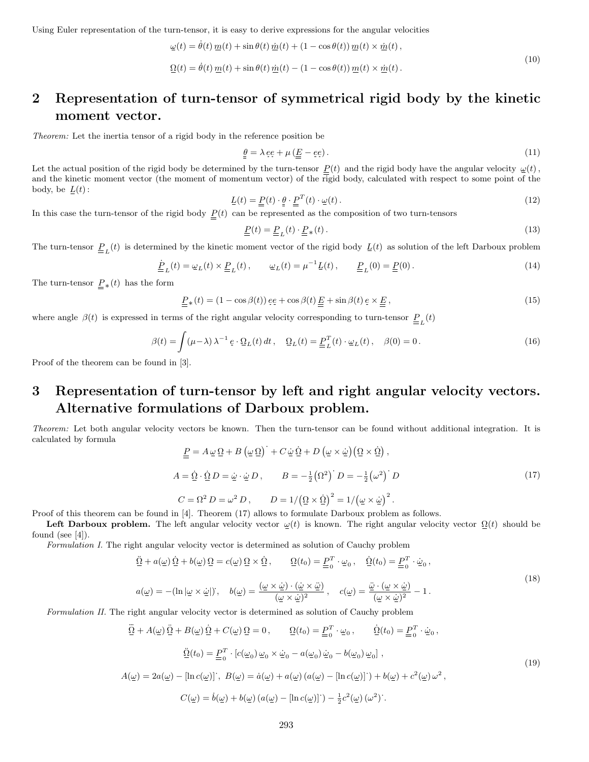Using Euler representation of the turn-tensor, it is easy to derive expressions for the angular velocities

$$
\begin{aligned}
&\underline{\omega}(t) = \dot{\theta}(t)\, \underline{m}(t) + \sin\theta(t)\, \underline{\dot{m}}(t) + (1-\cos\theta(t))\, \underline{m}(t) \times \underline{\dot{m}}(t)\,, \\
&\underline{\Omega}(t) = \dot{\theta}(t)\, \underline{m}(t) + \sin\theta(t)\, \underline{\dot{m}}(t) - (1-\cos\theta(t))\, \underline{m}(t) \times \underline{\dot{m}}(t)\,.
\end{aligned}
\tag{10}
$$

## 2 Representation of turn-tensor of symmetrical rigid body by the kinetic moment vector.

*Theorem:* Let the inertia tensor of a rigid body in the reference position be

$$
\underline{\underline{\theta}} = \lambda\, \underline{e}\underline{e} + \mu\, (\underline{\underline{E}} - \underline{e}\underline{e})\,. \tag{11}
$$

Let the actual position of the rigid body be determined by the turn-tensor $\underline{\underline{P}}(t)$ and the rigid body have the angular velocity $\underline{\omega}(t)$, and the kinetic moment vector (the moment of momentum vector) of the rigid body, calculated with respect to some point of the body, be $\underline{L}(t)$:

$$
\underline{L}(t) = \underline{\underline{P}}(t) \cdot \underline{\underline{\theta}} \cdot \underline{\underline{P}}^T(t) \cdot \underline{\omega}(t)\,. \tag{12}
$$

In this case the turn-tensor of the rigid body $\underline{\underline{P}}(t)$ can be represented as the composition of two turn-tensors

$$
\underline{\underline{P}}(t) = \underline{\underline{P}}_L(t) \cdot \underline{\underline{P}}_*(t)\,. \tag{13}
$$

The turn-tensor $\underline{\underline{P}}_L(t)$ is determined by the kinetic moment vector of the rigid body $\underline{L}(t)$ as solution of the left Darboux problem

$$
\dot{\underline{\underline{P}}}_L(t) = \underline{\omega}_L(t) \times \underline{\underline{P}}_L(t)\,, \qquad \underline{\omega}_L(t) = \mu^{-1} \underline{L}(t)\,, \qquad \underline{\underline{P}}_L(0) = \underline{\underline{P}}(0)\,. \tag{14}
$$

The turn-tensor $\underline{\underline{P}}_*(t)$ has the form

$$
\underline{\underline{P}}_*(t) = (1-\cos\beta(t))\, \underline{e}\underline{e} + \cos\beta(t)\, \underline{\underline{E}} + \sin\beta(t)\, \underline{e} \times \underline{\underline{E}}\,, \tag{15}
$$

where angle $\beta(t)$ is expressed in terms of the right angular velocity corresponding to turn-tensor $\underline{\underline{P}}_L(t)$

$$
\beta(t) = \int (\mu - \lambda)\, \lambda^{-1}\, \underline{e} \cdot \underline{\Omega}_L(t)\, dt\,, \quad \underline{\Omega}_L(t) = \underline{\underline{P}}_L^T(t) \cdot \underline{\omega}_L(t)\,, \quad \beta(0) = 0\,. \tag{16}
$$

Proof of the theorem can be found in [3].

## 3 Representation of turn-tensor by left and right angular velocity vectors. Alternative formulations of Darboux problem.

*Theorem:* Let both angular velocity vectors be known. Then the turn-tensor can be found without additional integration. It is calculated by formula

$$
\begin{aligned}
&\underline{\underline{P}} = A\, \underline{\omega}\, \underline{\Omega} + B\, \big(\underline{\omega}\, \underline{\Omega}\big)^{\boldsymbol{\cdot}} + C\, \underline{\dot{\omega}}\, \underline{\dot{\Omega}} + D\, \big(\underline{\omega} \times \underline{\dot{\omega}}\big)\big(\underline{\Omega} \times \underline{\dot{\Omega}}\big)\,, \\
&A = \underline{\dot{\Omega}} \cdot \underline{\dot{\Omega}}\, D = \underline{\dot{\omega}} \cdot \underline{\dot{\omega}}\, D\,, \qquad B = -\tfrac{1}{2}\big(\Omega^2\big)^{\boldsymbol{\cdot}}\, D = -\tfrac{1}{2}\big(\omega^2\big)^{\boldsymbol{\cdot}}\, D \\
&C = \Omega^2\, D = \omega^2\, D\,, \qquad D = 1/\big(\underline{\Omega} \times \underline{\dot{\Omega}}\big)^2 = 1/\big(\underline{\omega} \times \underline{\dot{\omega}}\big)^2\,.
\end{aligned}
\tag{17}
$$

Proof of this theorem can be found in [4]. Theorem (17) allows to formulate Darboux problem as follows.

**Left Darboux problem.** The left angular velocity vector $\underline{\omega}(t)$ is known. The right angular velocity vector $\underline{\Omega}(t)$ should be found (see [4]).

*Formulation I.* The right angular velocity vector is determined as solution of Cauchy problem

$$
\begin{aligned}
&\underline{\ddot{\Omega}} + a(\underline{\omega})\, \underline{\dot{\Omega}} + b(\underline{\omega})\, \underline{\Omega} = c(\underline{\omega})\, \underline{\Omega} \times \underline{\dot{\Omega}}\,, \qquad \underline{\Omega}(t_0) = \underline{\underline{P}}_0^T \cdot \underline{\omega}_0\,, \quad \underline{\dot{\Omega}}(t_0) = \underline{\underline{P}}_0^T \cdot \underline{\dot{\omega}}_0\,, \\
&a(\underline{\omega}) = -(\ln|\underline{\omega} \times \underline{\dot{\omega}}|)^{\boldsymbol{\cdot}}, \quad b(\underline{\omega}) = \frac{(\underline{\omega} \times \underline{\dot{\omega}}) \cdot (\underline{\dot{\omega}} \times \underline{\ddot{\omega}})}{(\underline{\omega} \times \underline{\dot{\omega}})^2}\,, \quad c(\underline{\omega}) = \frac{\underline{\ddot{\omega}} \cdot (\underline{\omega} \times \underline{\dot{\omega}})}{(\underline{\omega} \times \underline{\dot{\omega}})^2} - 1\,.
\end{aligned}
\tag{18}
$$

*Formulation II.* The right angular velocity vector is determined as solution of Cauchy problem

$$
\begin{aligned}
&\underline{\dddot{\Omega}} + A(\underline{\omega})\, \underline{\ddot{\Omega}} + B(\underline{\omega})\, \underline{\dot{\Omega}} + C(\underline{\omega})\, \underline{\Omega} = 0\,, \qquad \underline{\Omega}(t_0) = \underline{\underline{P}}_0^T \cdot \underline{\omega}_0\,, \qquad \underline{\dot{\Omega}}(t_0) = \underline{\underline{P}}_0^T \cdot \underline{\dot{\omega}}_0\,, \\
&\underline{\ddot{\Omega}}(t_0) = \underline{\underline{P}}_0^T \cdot \left[c(\underline{\omega}_0)\, \underline{\omega}_0 \times \underline{\dot{\omega}}_0 - a(\underline{\omega}_0)\, \underline{\dot{\omega}}_0 - b(\underline{\omega}_0)\, \underline{\omega}_0\right]\,, \\
&A(\underline{\omega}) = 2a(\underline{\omega}) - [\ln c(\underline{\omega})]^{\boldsymbol{\cdot}}, \;\; B(\underline{\omega}) = \dot{a}(\underline{\omega}) + a(\underline{\omega})\, (a(\underline{\omega}) - [\ln c(\underline{\omega})]^{\boldsymbol{\cdot}}) + b(\underline{\omega}) + c^2(\underline{\omega})\, \omega^2\,, \\
&C(\underline{\omega}) = \dot{b}(\underline{\omega}) + b(\underline{\omega})\, (a(\underline{\omega}) - [\ln c(\underline{\omega})]^{\boldsymbol{\cdot}}) - \tfrac{1}{2} c^2(\underline{\omega})\, (\omega^2)^{\boldsymbol{\cdot}}.
\end{aligned}
\tag{19}
$$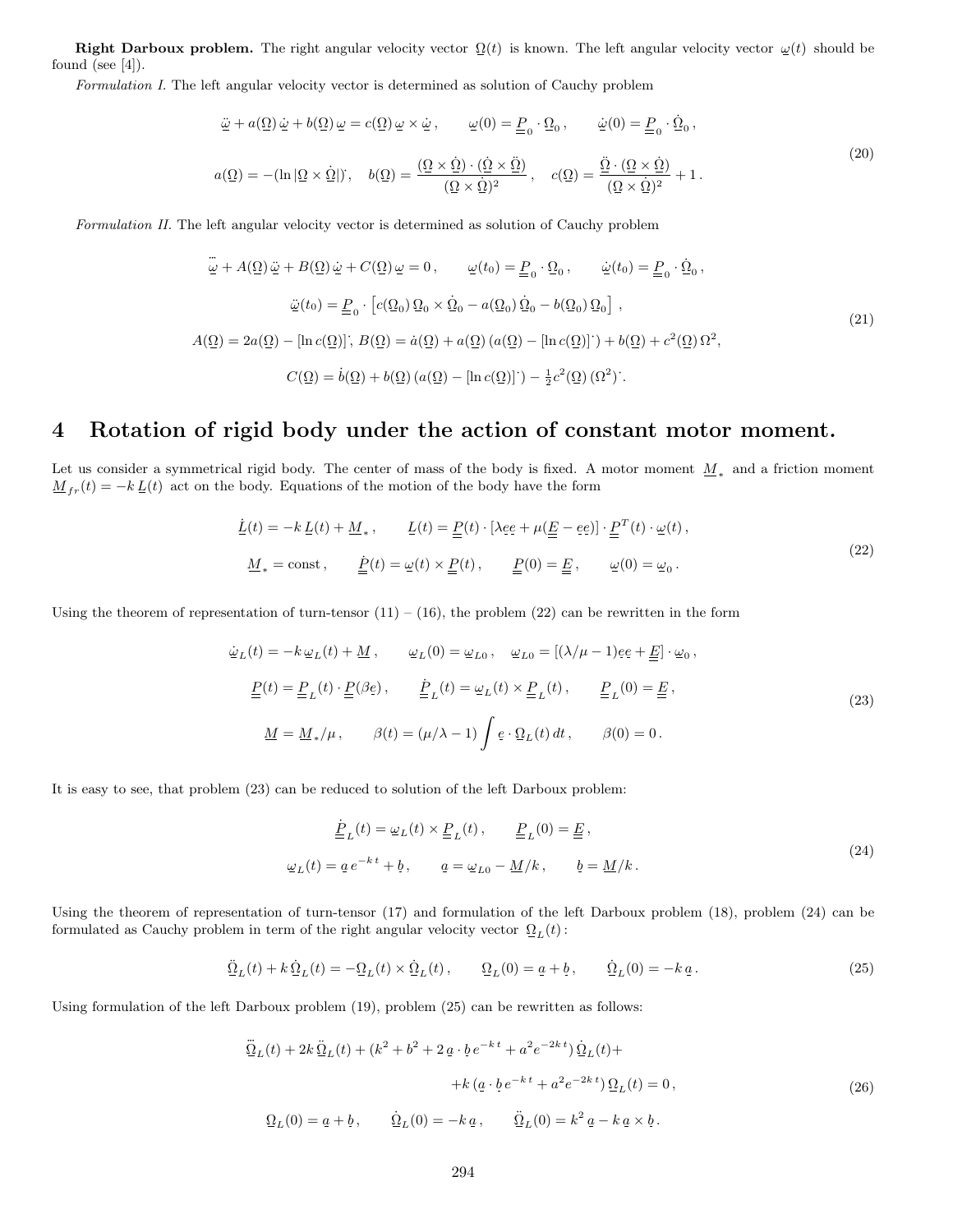**Right Darboux problem.** The right angular velocity vector $\underline{\Omega}(t)$ is known. The left angular velocity vector $\underline{\omega}(t)$ should be found (see [4]).

*Formulation I.* The left angular velocity vector is determined as solution of Cauchy problem

$$
\begin{gathered}
\ddot{\underline{\omega}} + a(\underline{\Omega})\,\dot{\underline{\omega}} + b(\underline{\Omega})\,\underline{\omega} = c(\underline{\Omega})\,\underline{\omega}\times\dot{\underline{\omega}}\,, \qquad \underline{\omega}(0) = \underline{\underline{P}}_0\cdot\underline{\Omega}_0\,, \qquad \dot{\underline{\omega}}(0) = \underline{\underline{P}}_0\cdot\dot{\underline{\Omega}}_0\,, \\
a(\underline{\Omega}) = -(\ln|\underline{\Omega}\times\dot{\underline{\Omega}}|)^{\dot{}}, \quad b(\underline{\Omega}) = \frac{(\underline{\Omega}\times\dot{\underline{\Omega}})\cdot(\dot{\underline{\Omega}}\times\ddot{\underline{\Omega}})}{(\underline{\Omega}\times\dot{\underline{\Omega}})^2}\,, \quad c(\underline{\Omega}) = \frac{\ddot{\underline{\Omega}}\cdot(\underline{\Omega}\times\dot{\underline{\Omega}})}{(\underline{\Omega}\times\dot{\underline{\Omega}})^2} + 1\,.
\end{gathered}
\tag{20}
$$

*Formulation II.* The left angular velocity vector is determined as solution of Cauchy problem

$$
\begin{gathered}
\dddot{\underline{\omega}} + A(\underline{\Omega})\,\ddot{\underline{\omega}} + B(\underline{\Omega})\,\dot{\underline{\omega}} + C(\underline{\Omega})\,\underline{\omega} = 0\,, \qquad \underline{\omega}(t_0) = \underline{\underline{P}}_0\cdot\underline{\Omega}_0\,, \qquad \dot{\underline{\omega}}(t_0) = \underline{\underline{P}}_0\cdot\dot{\underline{\Omega}}_0\,, \\
\ddot{\underline{\omega}}(t_0) = \underline{\underline{P}}_0\cdot\left[c(\underline{\Omega}_0)\,\underline{\Omega}_0\times\dot{\underline{\Omega}}_0 - a(\underline{\Omega}_0)\,\dot{\underline{\Omega}}_0 - b(\underline{\Omega}_0)\,\underline{\Omega}_0\right]\,, \\
A(\underline{\Omega}) = 2a(\underline{\Omega}) - [\ln c(\underline{\Omega})]^{\dot{}},\; B(\underline{\Omega}) = \dot{a}(\underline{\Omega}) + a(\underline{\Omega})\,(a(\underline{\Omega}) - [\ln c(\underline{\Omega})]^{\dot{}}) + b(\underline{\Omega}) + c^2(\underline{\Omega})\,\Omega^2, \\
C(\underline{\Omega}) = \dot{b}(\underline{\Omega}) + b(\underline{\Omega})\,(a(\underline{\Omega}) - [\ln c(\underline{\Omega})]^{\dot{}}) - \tfrac{1}{2}c^2(\underline{\Omega})\,(\Omega^2)^{\dot{}}.
\end{gathered}
\tag{21}
$$

# 4 Rotation of rigid body under the action of constant motor moment.

Let us consider a symmetrical rigid body. The center of mass of the body is fixed. A motor moment $\underline{M}_*$ and a friction moment $\underline{M}_{fr}(t) = -k\,\underline{L}(t)$ act on the body. Equations of the motion of the body have the form

$$
\begin{gathered}
\dot{\underline{L}}(t) = -k\,\underline{L}(t) + \underline{M}_*\,, \qquad \underline{L}(t) = \underline{\underline{P}}(t)\cdot[\lambda\underline{e}\underline{e} + \mu(\underline{\underline{E}} - \underline{e}\underline{e})]\cdot\underline{\underline{P}}^T(t)\cdot\underline{\omega}(t)\,, \\
\underline{M}_* = \text{const}\,, \qquad \dot{\underline{\underline{P}}}(t) = \underline{\omega}(t)\times\underline{\underline{P}}(t)\,, \qquad \underline{\underline{P}}(0) = \underline{\underline{E}}\,, \qquad \underline{\omega}(0) = \underline{\omega}_0\,.
\end{gathered}
\tag{22}
$$

Using the theorem of representation of turn-tensor (11) – (16), the problem (22) can be rewritten in the form

$$
\begin{gathered}
\dot{\underline{\omega}}_L(t) = -k\,\underline{\omega}_L(t) + \underline{M}\,, \qquad \underline{\omega}_L(0) = \underline{\omega}_{L0}\,, \quad \underline{\omega}_{L0} = [(\lambda/\mu - 1)\underline{e}\underline{e} + \underline{\underline{E}}]\cdot\underline{\omega}_0\,, \\
\underline{\underline{P}}(t) = \underline{\underline{P}}_L(t)\cdot\underline{\underline{P}}(\beta\underline{e})\,, \qquad \dot{\underline{\underline{P}}}_L(t) = \underline{\omega}_L(t)\times\underline{\underline{P}}_L(t)\,, \qquad \underline{\underline{P}}_L(0) = \underline{\underline{E}}\,, \\
\underline{M} = \underline{M}_*/\mu\,, \qquad \beta(t) = (\mu/\lambda - 1)\int \underline{e}\cdot\underline{\Omega}_L(t)\,dt\,, \qquad \beta(0) = 0\,.
\end{gathered}
\tag{23}
$$

It is easy to see, that problem (23) can be reduced to solution of the left Darboux problem:

$$
\begin{gathered}
\dot{\underline{\underline{P}}}_L(t) = \underline{\omega}_L(t)\times\underline{\underline{P}}_L(t)\,, \qquad \underline{\underline{P}}_L(0) = \underline{\underline{E}}\,, \\
\underline{\omega}_L(t) = \underline{a}\,e^{-k\,t} + \underline{b}\,, \qquad \underline{a} = \underline{\omega}_{L0} - \underline{M}/k\,, \qquad \underline{b} = \underline{M}/k\,.
\end{gathered}
\tag{24}
$$

Using the theorem of representation of turn-tensor (17) and formulation of the left Darboux problem (18), problem (24) can be formulated as Cauchy problem in term of the right angular velocity vector $\underline{\Omega}_L(t)$:

$$
\ddot{\underline{\Omega}}_L(t) + k\,\dot{\underline{\Omega}}_L(t) = -\underline{\Omega}_L(t)\times\dot{\underline{\Omega}}_L(t)\,, \qquad \underline{\Omega}_L(0) = \underline{a} + \underline{b}\,, \qquad \dot{\underline{\Omega}}_L(0) = -k\,\underline{a}\,.
\tag{25}
$$

Using formulation of the left Darboux problem (19), problem (25) can be rewritten as follows:

$$
\begin{gathered}
\dddot{\underline{\Omega}}_L(t) + 2k\,\ddot{\underline{\Omega}}_L(t) + (k^2 + b^2 + 2\,\underline{a}\cdot\underline{b}\,e^{-k\,t} + a^2e^{-2k\,t})\,\dot{\underline{\Omega}}_L(t) + \\
+ k\,(\underline{a}\cdot\underline{b}\,e^{-k\,t} + a^2e^{-2k\,t})\,\underline{\Omega}_L(t) = 0\,, \\
\underline{\Omega}_L(0) = \underline{a} + \underline{b}\,, \qquad \dot{\underline{\Omega}}_L(0) = -k\,\underline{a}\,, \qquad \ddot{\underline{\Omega}}_L(0) = k^2\,\underline{a} - k\,\underline{a}\times\underline{b}\,.
\end{gathered}
\tag{26}
$$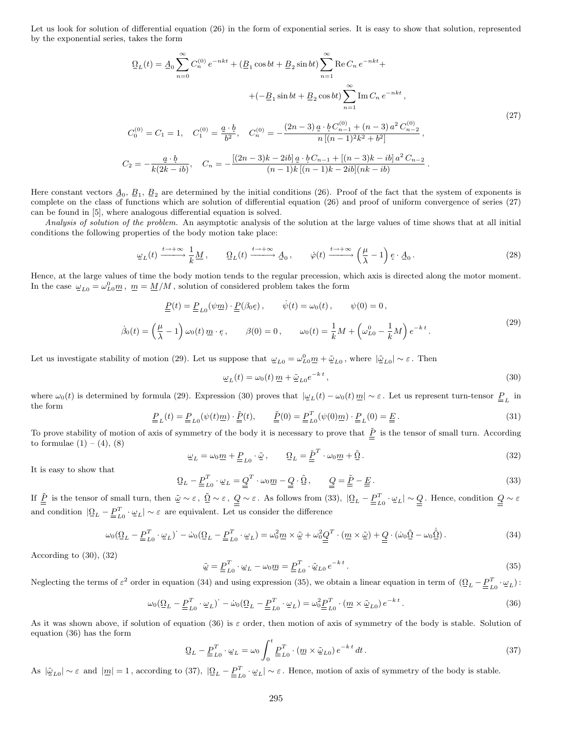Let us look for solution of differential equation (26) in the form of exponential series. It is easy to show that solution, represented by the exponential series, takes the form

$$
\begin{gathered}
\underline{\Omega}_L(t) = \underline{A}_0 \sum_{n=0}^{\infty} C_n^{(0)}\, e^{-nkt} + (\underline{B}_1 \cos bt + \underline{B}_2 \sin bt) \sum_{n=1}^{\infty} \operatorname{Re} C_n\, e^{-nkt} + \\
+(-\underline{B}_1 \sin bt + \underline{B}_2 \cos bt) \sum_{n=1}^{\infty} \operatorname{Im} C_n\, e^{-nkt}, \\
C_0^{(0)} = C_1 = 1, \quad C_1^{(0)} = \frac{\underline{a}\cdot\underline{b}}{b^2}, \quad C_n^{(0)} = -\frac{(2n-3)\,\underline{a}\cdot\underline{b}\,C_{n-1}^{(0)} + (n-3)\,a^2\,C_{n-2}^{(0)}}{n\,[(n-1)^2k^2 + b^2]}, \\
C_2 = -\frac{\underline{a}\cdot\underline{b}}{k(2k-ib)}, \quad C_n = -\frac{[(2n-3)k - 2ib]\,\underline{a}\cdot\underline{b}\,C_{n-1} + [(n-3)k - ib]\,a^2\,C_{n-2}}{(n-1)k\,[(n-1)k - 2ib](nk - ib)}.
\end{gathered}
\tag{27}
$$

Here constant vectors $\underline{A}_0$, $\underline{B}_1$, $\underline{B}_2$ are determined by the initial conditions (26). Proof of the fact that the system of exponents is complete on the class of functions which are solution of differential equation (26) and proof of uniform convergence of series (27) can be found in [5], where analogous differential equation is solved.

*Analysis of solution of the problem.* An asymptotic analysis of the solution at the large values of time shows that at all initial conditions the following properties of the body motion take place:

$$
\underline{\omega}_L(t) \xrightarrow{t\to+\infty} \frac{1}{k}\underline{M}, \qquad \underline{\Omega}_L(t) \xrightarrow{t\to+\infty} \underline{A}_0, \qquad \dot{\varphi}(t) \xrightarrow{t\to+\infty} \left(\frac{\mu}{\lambda} - 1\right) \underline{e}\cdot\underline{A}_0. \tag{28}
$$

Hence, at the large values of time the body motion tends to the regular precession, which axis is directed along the motor moment. In the case $\underline{\omega}_{L0} = \omega_{L0}^0 \underline{m}$, $\underline{m} = \underline{M}/M$, solution of considered problem takes the form

$$
\begin{gathered}
\underline{\underline{P}}(t) = \underline{\underline{P}}_{L0}(\psi\underline{m}) \cdot \underline{\underline{P}}(\beta_0\underline{e}), \qquad \dot{\psi}(t) = \omega_0(t), \qquad \psi(0) = 0, \\
\dot{\beta}_0(t) = \left(\frac{\mu}{\lambda} - 1\right)\omega_0(t)\,\underline{m}\cdot\underline{e}, \qquad \beta(0) = 0, \qquad \omega_0(t) = \frac{1}{k}M + \left(\omega_{L0}^0 - \frac{1}{k}M\right)e^{-k\,t}.
\end{gathered}
\tag{29}
$$

Let us investigate stability of motion (29). Let us suppose that $\underline{\omega}_{L0} = \omega_{L0}^0 \underline{m} + \underline{\tilde{\omega}}_{L0}$, where $|\underline{\tilde{\omega}}_{L0}| \sim \varepsilon$. Then

$$
\underline{\omega}_L(t) = \omega_0(t)\,\underline{m} + \underline{\tilde{\omega}}_{L0} e^{-k\,t}, \tag{30}
$$

where $\omega_0(t)$ is determined by formula (29). Expression (30) proves that $|\underline{\omega}_L(t) - \omega_0(t)\,\underline{m}| \sim \varepsilon$. Let us represent turn-tensor $\underline{\underline{P}}_L$ in the form

$$
\underline{\underline{P}}_L(t) = \underline{\underline{P}}_{L0}(\psi(t)\underline{m}) \cdot \underline{\underline{\tilde{P}}}(t), \qquad \underline{\underline{\tilde{P}}}(0) = \underline{\underline{P}}_{L0}^T(\psi(0)\underline{m}) \cdot \underline{\underline{P}}_L(0) = \underline{\underline{E}}. \tag{31}
$$

To prove stability of motion of axis of symmetry of the body it is necessary to prove that $\underline{\underline{\tilde{P}}}$ is the tensor of small turn. According to formulae (1) – (4), (8)

$$
\underline{\omega}_L = \omega_0\underline{m} + \underline{\underline{P}}_{L0} \cdot \underline{\tilde{\omega}}, \qquad \underline{\Omega}_L = \underline{\underline{\tilde{P}}}^T \cdot \omega_0\underline{m} + \underline{\tilde{\Omega}}. \tag{32}
$$

It is easy to show that

$$
\underline{\Omega}_L - \underline{\underline{P}}_{L0}^T \cdot \underline{\omega}_L = \underline{\underline{Q}}^T \cdot \omega_0\underline{m} - \underline{\underline{Q}} \cdot \underline{\tilde{\Omega}}, \qquad \underline{\underline{Q}} = \underline{\underline{\tilde{P}}} - \underline{\underline{E}}. \tag{33}
$$

If $\underline{\underline{\tilde{P}}}$ is the tensor of small turn, then $\underline{\tilde{\omega}} \sim \varepsilon$, $\underline{\tilde{\Omega}} \sim \varepsilon$, $\underline{\underline{Q}} \sim \varepsilon$. As follows from (33), $|\underline{\Omega}_L - \underline{\underline{P}}_{L0}^T \cdot \underline{\omega}_L| \sim \underline{\underline{Q}}$. Hence, condition $\underline{\underline{Q}} \sim \varepsilon$ and condition $|\underline{\Omega}_L - \underline{\underline{P}}_{L0}^T \cdot \underline{\omega}_L| \sim \varepsilon$ are equivalent. Let us consider the difference

$$
\omega_0(\underline{\Omega}_L - \underline{\underline{P}}_{L0}^T \cdot \underline{\omega}_L)^{\cdot} - \dot{\omega}_0(\underline{\Omega}_L - \underline{\underline{P}}_{L0}^T \cdot \underline{\omega}_L) = \omega_0^2 \underline{m} \times \underline{\tilde{\omega}} + \omega_0^2 \underline{\underline{Q}}^T \cdot (\underline{m} \times \underline{\tilde{\omega}}) + \underline{\underline{Q}} \cdot (\dot{\omega}_0 \underline{\tilde{\Omega}} - \omega_0 \dot{\underline{\tilde{\Omega}}}). \tag{34}
$$

According to (30), (32)

$$
\underline{\tilde{\omega}} = \underline{\underline{P}}_{L0}^T \cdot \underline{\omega}_L - \omega_0 \underline{m} = \underline{\underline{P}}_{L0}^T \cdot \underline{\tilde{\omega}}_{L0}\, e^{-k\,t}. \tag{35}
$$

Neglecting the terms of $\varepsilon^2$ order in equation (34) and using expression (35), we obtain a linear equation in term of $(\underline{\Omega}_L - \underline{\underline{P}}_{L0}^T \cdot \underline{\omega}_L)$:

$$
\omega_0(\underline{\Omega}_L - \underline{\underline{P}}_{L0}^T \cdot \underline{\omega}_L)^{\cdot} - \dot{\omega}_0(\underline{\Omega}_L - \underline{\underline{P}}_{L0}^T \cdot \underline{\omega}_L) = \omega_0^2 \underline{\underline{P}}_{L0}^T \cdot (\underline{m} \times \underline{\tilde{\omega}}_{L0})\, e^{-k\,t}. \tag{36}
$$

As it was shown above, if solution of equation (36) is $\varepsilon$ order, then motion of axis of symmetry of the body is stable. Solution of equation (36) has the form

$$
\underline{\Omega}_L - \underline{\underline{P}}_{L0}^T \cdot \underline{\omega}_L = \omega_0 \int_0^t \underline{\underline{P}}_{L0}^T \cdot (\underline{m} \times \underline{\tilde{\omega}}_{L0})\, e^{-k\,t}\, dt. \tag{37}
$$

As $|\underline{\tilde{\omega}}_{L0}| \sim \varepsilon$ and $|\underline{m}| = 1$, according to (37), $|\underline{\Omega}_L - \underline{\underline{P}}_{L0}^T \cdot \underline{\omega}_L| \sim \varepsilon$. Hence, motion of axis of symmetry of the body is stable.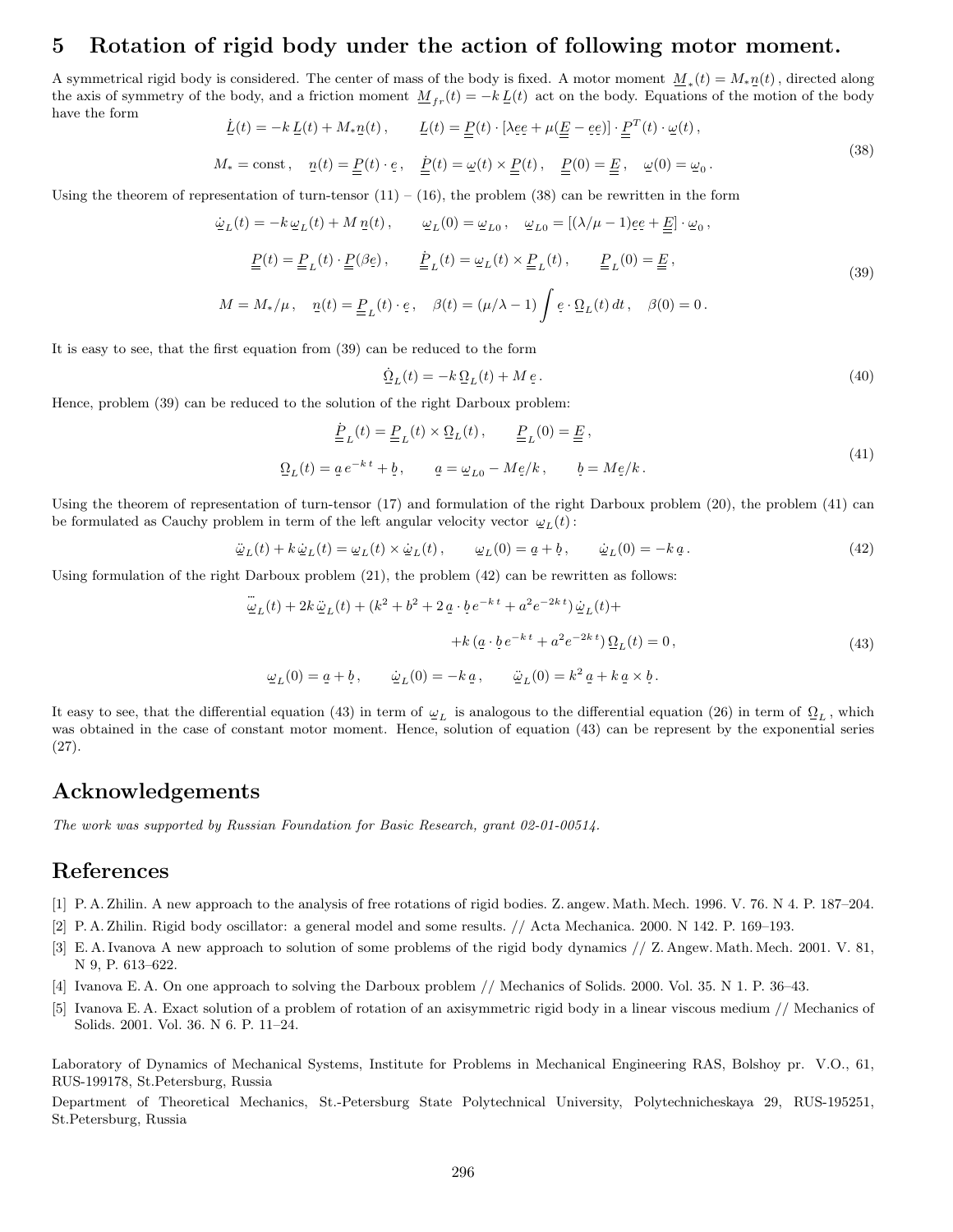## 5 Rotation of rigid body under the action of following motor moment.

A symmetrical rigid body is considered. The center of mass of the body is fixed. A motor moment $\underline{M}_*(t) = M_*\underline{n}(t)$, directed along the axis of symmetry of the body, and a friction moment $\underline{M}_{fr}(t) = -k\,\underline{L}(t)$ act on the body. Equations of the motion of the body have the form

$$
\begin{aligned}
&\underline{\dot{L}}(t) = -k\,\underline{L}(t) + M_*\underline{n}(t)\,, \qquad \underline{L}(t) = \underline{\underline{P}}(t)\cdot[\lambda\underline{e}\underline{e} + \mu(\underline{\underline{E}} - \underline{e}\underline{e})]\cdot\underline{\underline{P}}^T(t)\cdot\underline{\omega}(t)\,, \\
&M_* = \text{const}\,, \quad \underline{n}(t) = \underline{\underline{P}}(t)\cdot\underline{e}\,, \quad \underline{\underline{\dot{P}}}(t) = \underline{\omega}(t)\times\underline{\underline{P}}(t)\,, \quad \underline{\underline{P}}(0) = \underline{\underline{E}}\,, \quad \underline{\omega}(0) = \underline{\omega}_0\,.
\end{aligned}
\tag{38}
$$

Using the theorem of representation of turn-tensor (11) – (16), the problem (38) can be rewritten in the form

$$
\begin{aligned}
&\underline{\dot{\omega}}_L(t) = -k\,\underline{\omega}_L(t) + M\,\underline{n}(t)\,, \qquad \underline{\omega}_L(0) = \underline{\omega}_{L0}\,, \quad \underline{\omega}_{L0} = [(\lambda/\mu - 1)\underline{e}\underline{e} + \underline{\underline{E}}]\cdot\underline{\omega}_0\,, \\
&\underline{\underline{P}}(t) = \underline{\underline{P}}_L(t)\cdot\underline{\underline{P}}(\beta\underline{e})\,, \qquad \underline{\underline{\dot{P}}}_L(t) = \underline{\omega}_L(t)\times\underline{\underline{P}}_L(t)\,, \qquad \underline{\underline{P}}_L(0) = \underline{\underline{E}}\,, \\
&M = M_*/\mu\,, \quad \underline{n}(t) = \underline{\underline{P}}_L(t)\cdot\underline{e}\,, \quad \beta(t) = (\mu/\lambda - 1)\int \underline{e}\cdot\underline{\Omega}_L(t)\,dt\,, \quad \beta(0) = 0\,.
\end{aligned}
\tag{39}
$$

It is easy to see, that the first equation from (39) can be reduced to the form

$$
\underline{\dot{\Omega}}_L(t) = -k\,\underline{\Omega}_L(t) + M\,\underline{e}\,. \tag{40}
$$

Hence, problem (39) can be reduced to the solution of the right Darboux problem:

$$
\begin{aligned}
&\underline{\underline{\dot{P}}}_L(t) = \underline{\underline{P}}_L(t)\times\underline{\Omega}_L(t)\,, \qquad \underline{\underline{P}}_L(0) = \underline{\underline{E}}\,, \\
&\underline{\Omega}_L(t) = \underline{a}\,e^{-k\,t} + \underline{b}\,, \qquad \underline{a} = \underline{\omega}_{L0} - M\underline{e}/k\,, \qquad \underline{b} = M\underline{e}/k\,.
\end{aligned}
\tag{41}
$$

Using the theorem of representation of turn-tensor (17) and formulation of the right Darboux problem (20), the problem (41) can be formulated as Cauchy problem in term of the left angular velocity vector $\underline{\omega}_L(t)$:

$$
\underline{\ddot{\omega}}_L(t) + k\,\underline{\dot{\omega}}_L(t) = \underline{\omega}_L(t)\times\underline{\dot{\omega}}_L(t)\,, \qquad \underline{\omega}_L(0) = \underline{a} + \underline{b}\,, \qquad \underline{\dot{\omega}}_L(0) = -k\,\underline{a}\,. \tag{42}
$$

Using formulation of the right Darboux problem (21), the problem (42) can be rewritten as follows:

$$
\begin{aligned}
&\dddot{\underline{\omega}}_L(t) + 2k\,\underline{\ddot{\omega}}_L(t) + (k^2 + b^2 + 2\,\underline{a}\cdot\underline{b}\,e^{-k\,t} + a^2e^{-2k\,t})\,\underline{\dot{\omega}}_L(t) + \\
&\qquad\qquad + k\,(\underline{a}\cdot\underline{b}\,e^{-k\,t} + a^2e^{-2k\,t})\,\underline{\Omega}_L(t) = 0\,, \\
&\underline{\omega}_L(0) = \underline{a} + \underline{b}\,, \qquad \underline{\dot{\omega}}_L(0) = -k\,\underline{a}\,, \qquad \underline{\ddot{\omega}}_L(0) = k^2\,\underline{a} + k\,\underline{a}\times\underline{b}\,.
\end{aligned}
\tag{43}
$$

It easy to see, that the differential equation (43) in term of $\underline{\omega}_L$ is analogous to the differential equation (26) in term of $\underline{\Omega}_L$, which was obtained in the case of constant motor moment. Hence, solution of equation (43) can be represent by the exponential series (27).

## Acknowledgements

*The work was supported by Russian Foundation for Basic Research, grant 02-01-00514.*

## References

[1] P. A. Zhilin. A new approach to the analysis of free rotations of rigid bodies. Z. angew. Math. Mech. 1996. V. 76. N 4. P. 187–204.

[2] P. A. Zhilin. Rigid body oscillator: a general model and some results. // Acta Mechanica. 2000. N 142. P. 169–193.

[3] E. A. Ivanova A new approach to solution of some problems of the rigid body dynamics // Z. Angew. Math. Mech. 2001. V. 81, N 9, P. 613–622.

[4] Ivanova E. A. On one approach to solving the Darboux problem // Mechanics of Solids. 2000. Vol. 35. N 1. P. 36–43.

[5] Ivanova E. A. Exact solution of a problem of rotation of an axisymmetric rigid body in a linear viscous medium // Mechanics of Solids. 2001. Vol. 36. N 6. P. 11–24.

Laboratory of Dynamics of Mechanical Systems, Institute for Problems in Mechanical Engineering RAS, Bolshoy pr. V.O., 61, RUS-199178, St.Petersburg, Russia

Department of Theoretical Mechanics, St.-Petersburg State Polytechnical University, Polytechnicheskaya 29, RUS-195251, St.Petersburg, Russia